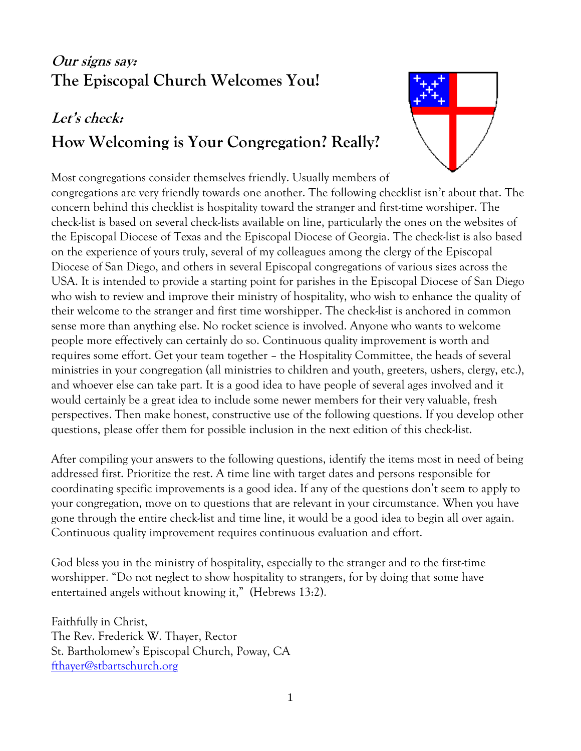***Our signs say:***
## The Episcopal Church Welcomes You!

***Let's check:***
## How Welcoming is Your Congregation? Really?

Most congregations consider themselves friendly. Usually members of congregations are very friendly towards one another. The following checklist isn't about that. The concern behind this checklist is hospitality toward the stranger and first-time worshiper. The check-list is based on several check-lists available on line, particularly the ones on the websites of the Episcopal Diocese of Texas and the Episcopal Diocese of Georgia. The check-list is also based on the experience of yours truly, several of my colleagues among the clergy of the Episcopal Diocese of San Diego, and others in several Episcopal congregations of various sizes across the USA. It is intended to provide a starting point for parishes in the Episcopal Diocese of San Diego who wish to review and improve their ministry of hospitality, who wish to enhance the quality of their welcome to the stranger and first time worshipper. The check-list is anchored in common sense more than anything else. No rocket science is involved. Anyone who wants to welcome people more effectively can certainly do so. Continuous quality improvement is worth and requires some effort. Get your team together – the Hospitality Committee, the heads of several ministries in your congregation (all ministries to children and youth, greeters, ushers, clergy, etc.), and whoever else can take part. It is a good idea to have people of several ages involved and it would certainly be a great idea to include some newer members for their very valuable, fresh perspectives. Then make honest, constructive use of the following questions. If you develop other questions, please offer them for possible inclusion in the next edition of this check-list.

After compiling your answers to the following questions, identify the items most in need of being addressed first. Prioritize the rest. A time line with target dates and persons responsible for coordinating specific improvements is a good idea. If any of the questions don't seem to apply to your congregation, move on to questions that are relevant in your circumstance. When you have gone through the entire check-list and time line, it would be a good idea to begin all over again. Continuous quality improvement requires continuous evaluation and effort.

God bless you in the ministry of hospitality, especially to the stranger and to the first-time worshipper. "Do not neglect to show hospitality to strangers, for by doing that some have entertained angels without knowing it," (Hebrews 13:2).

Faithfully in Christ,
The Rev. Frederick W. Thayer, Rector
St. Bartholomew's Episcopal Church, Poway, CA
fthayer@stbartschurch.org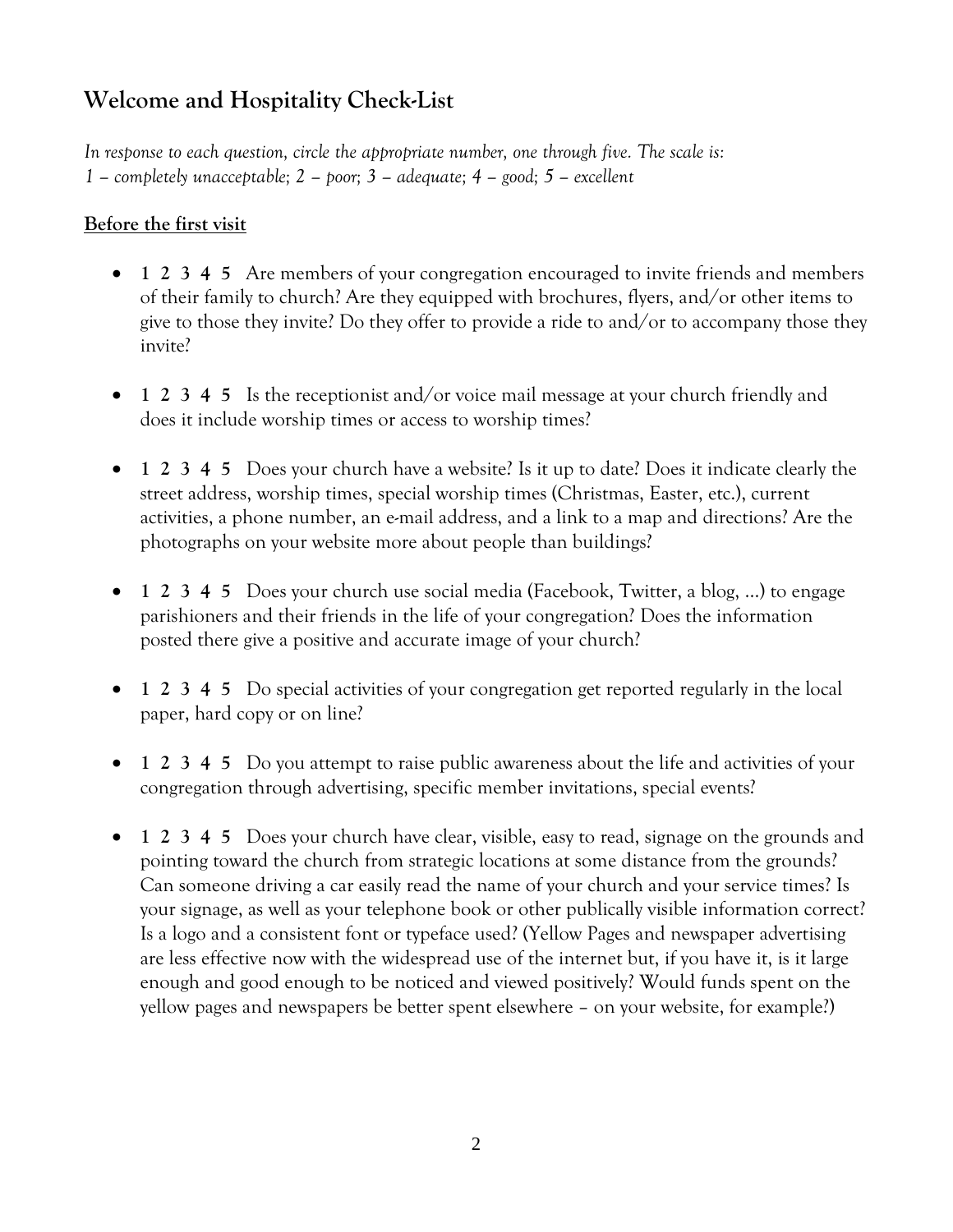## Welcome and Hospitality Check-List

*In response to each question, circle the appropriate number, one through five. The scale is:*
*1 – completely unacceptable; 2 – poor; 3 – adequate; 4 – good; 5 – excellent*

**Before the first visit**

- **1 2 3 4 5** Are members of your congregation encouraged to invite friends and members of their family to church? Are they equipped with brochures, flyers, and/or other items to give to those they invite? Do they offer to provide a ride to and/or to accompany those they invite?

- **1 2 3 4 5** Is the receptionist and/or voice mail message at your church friendly and does it include worship times or access to worship times?

- **1 2 3 4 5** Does your church have a website? Is it up to date? Does it indicate clearly the street address, worship times, special worship times (Christmas, Easter, etc.), current activities, a phone number, an e-mail address, and a link to a map and directions? Are the photographs on your website more about people than buildings?

- **1 2 3 4 5** Does your church use social media (Facebook, Twitter, a blog, …) to engage parishioners and their friends in the life of your congregation? Does the information posted there give a positive and accurate image of your church?

- **1 2 3 4 5** Do special activities of your congregation get reported regularly in the local paper, hard copy or on line?

- **1 2 3 4 5** Do you attempt to raise public awareness about the life and activities of your congregation through advertising, specific member invitations, special events?

- **1 2 3 4 5** Does your church have clear, visible, easy to read, signage on the grounds and pointing toward the church from strategic locations at some distance from the grounds? Can someone driving a car easily read the name of your church and your service times? Is your signage, as well as your telephone book or other publically visible information correct? Is a logo and a consistent font or typeface used? (Yellow Pages and newspaper advertising are less effective now with the widespread use of the internet but, if you have it, is it large enough and good enough to be noticed and viewed positively? Would funds spent on the yellow pages and newspapers be better spent elsewhere – on your website, for example?)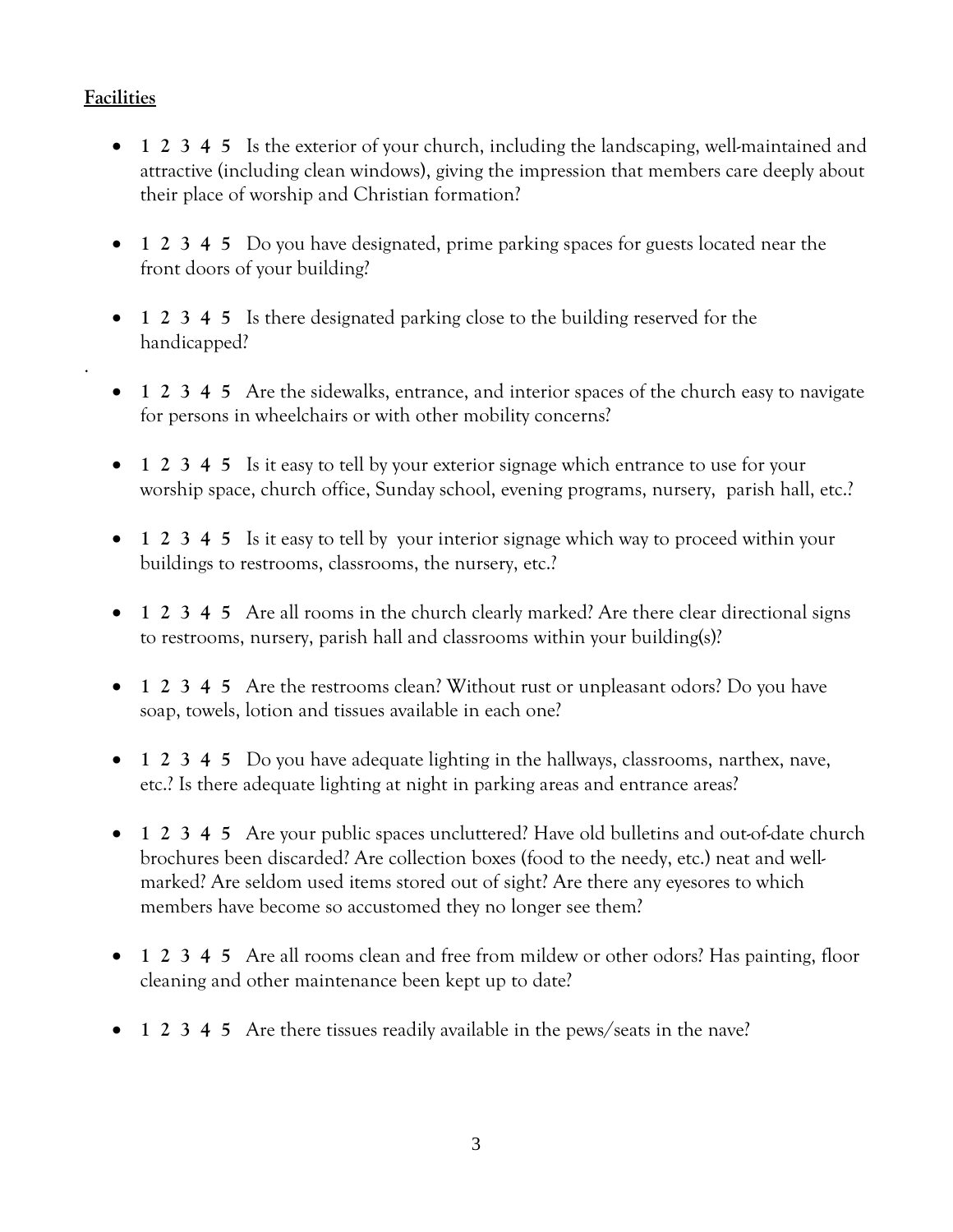**Facilities**

- **1 2 3 4 5** Is the exterior of your church, including the landscaping, well-maintained and attractive (including clean windows), giving the impression that members care deeply about their place of worship and Christian formation?

- **1 2 3 4 5** Do you have designated, prime parking spaces for guests located near the front doors of your building?

- **1 2 3 4 5** Is there designated parking close to the building reserved for the handicapped?

- **1 2 3 4 5** Are the sidewalks, entrance, and interior spaces of the church easy to navigate for persons in wheelchairs or with other mobility concerns?

- **1 2 3 4 5** Is it easy to tell by your exterior signage which entrance to use for your worship space, church office, Sunday school, evening programs, nursery, parish hall, etc.?

- **1 2 3 4 5** Is it easy to tell by your interior signage which way to proceed within your buildings to restrooms, classrooms, the nursery, etc.?

- **1 2 3 4 5** Are all rooms in the church clearly marked? Are there clear directional signs to restrooms, nursery, parish hall and classrooms within your building(s)?

- **1 2 3 4 5** Are the restrooms clean? Without rust or unpleasant odors? Do you have soap, towels, lotion and tissues available in each one?

- **1 2 3 4 5** Do you have adequate lighting in the hallways, classrooms, narthex, nave, etc.? Is there adequate lighting at night in parking areas and entrance areas?

- **1 2 3 4 5** Are your public spaces uncluttered? Have old bulletins and out-of-date church brochures been discarded? Are collection boxes (food to the needy, etc.) neat and well-marked? Are seldom used items stored out of sight? Are there any eyesores to which members have become so accustomed they no longer see them?

- **1 2 3 4 5** Are all rooms clean and free from mildew or other odors? Has painting, floor cleaning and other maintenance been kept up to date?

- **1 2 3 4 5** Are there tissues readily available in the pews/seats in the nave?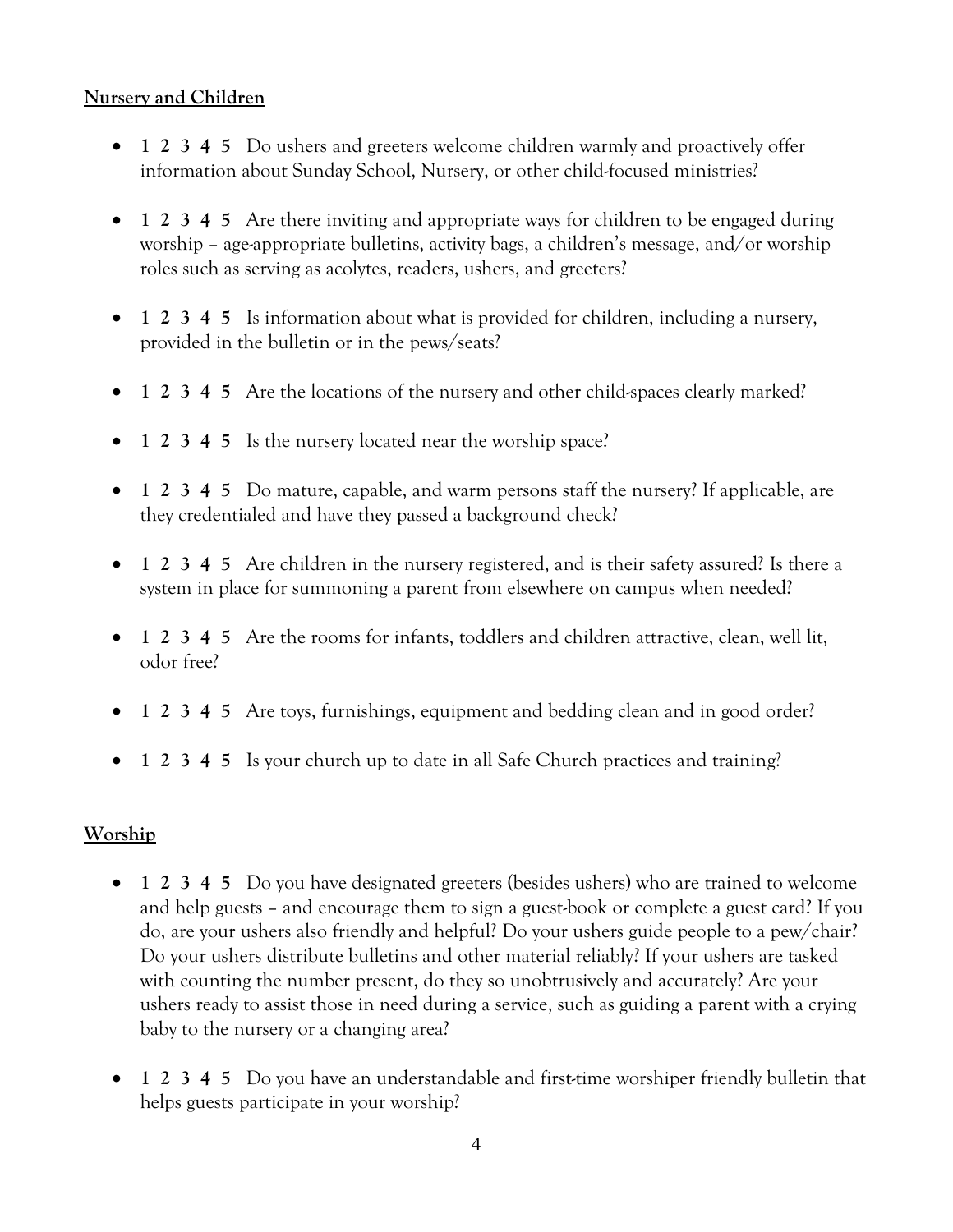**Nursery and Children**

- **1 2 3 4 5** Do ushers and greeters welcome children warmly and proactively offer information about Sunday School, Nursery, or other child-focused ministries?

- **1 2 3 4 5** Are there inviting and appropriate ways for children to be engaged during worship – age-appropriate bulletins, activity bags, a children's message, and/or worship roles such as serving as acolytes, readers, ushers, and greeters?

- **1 2 3 4 5** Is information about what is provided for children, including a nursery, provided in the bulletin or in the pews/seats?

- **1 2 3 4 5** Are the locations of the nursery and other child-spaces clearly marked?

- **1 2 3 4 5** Is the nursery located near the worship space?

- **1 2 3 4 5** Do mature, capable, and warm persons staff the nursery? If applicable, are they credentialed and have they passed a background check?

- **1 2 3 4 5** Are children in the nursery registered, and is their safety assured? Is there a system in place for summoning a parent from elsewhere on campus when needed?

- **1 2 3 4 5** Are the rooms for infants, toddlers and children attractive, clean, well lit, odor free?

- **1 2 3 4 5** Are toys, furnishings, equipment and bedding clean and in good order?

- **1 2 3 4 5** Is your church up to date in all Safe Church practices and training?

**Worship**

- **1 2 3 4 5** Do you have designated greeters (besides ushers) who are trained to welcome and help guests – and encourage them to sign a guest-book or complete a guest card? If you do, are your ushers also friendly and helpful? Do your ushers guide people to a pew/chair? Do your ushers distribute bulletins and other material reliably? If your ushers are tasked with counting the number present, do they so unobtrusively and accurately? Are your ushers ready to assist those in need during a service, such as guiding a parent with a crying baby to the nursery or a changing area?

- **1 2 3 4 5** Do you have an understandable and first-time worshiper friendly bulletin that helps guests participate in your worship?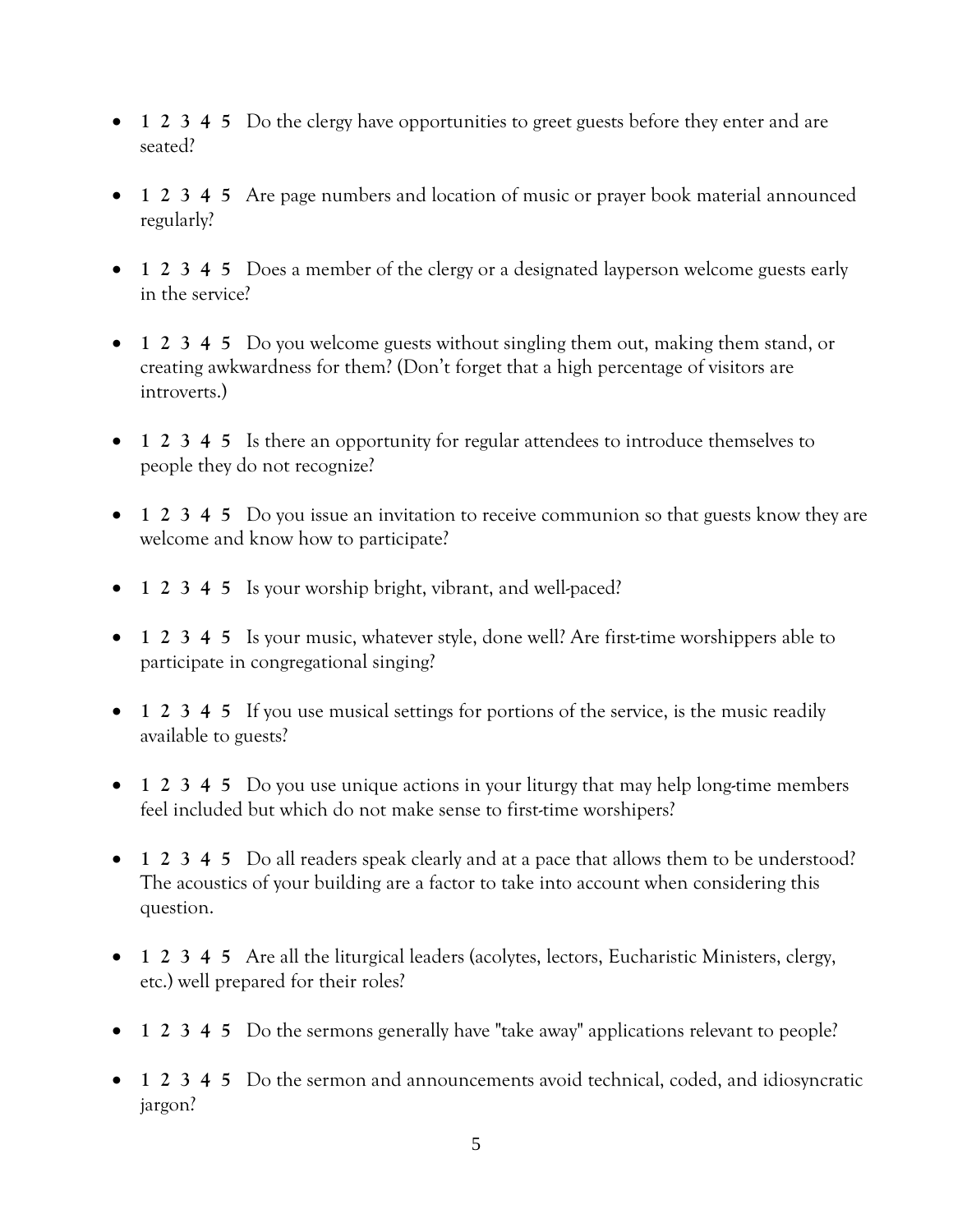- **1 2 3 4 5** Do the clergy have opportunities to greet guests before they enter and are seated?

- **1 2 3 4 5** Are page numbers and location of music or prayer book material announced regularly?

- **1 2 3 4 5** Does a member of the clergy or a designated layperson welcome guests early in the service?

- **1 2 3 4 5** Do you welcome guests without singling them out, making them stand, or creating awkwardness for them? (Don't forget that a high percentage of visitors are introverts.)

- **1 2 3 4 5** Is there an opportunity for regular attendees to introduce themselves to people they do not recognize?

- **1 2 3 4 5** Do you issue an invitation to receive communion so that guests know they are welcome and know how to participate?

- **1 2 3 4 5** Is your worship bright, vibrant, and well-paced?

- **1 2 3 4 5** Is your music, whatever style, done well? Are first-time worshippers able to participate in congregational singing?

- **1 2 3 4 5** If you use musical settings for portions of the service, is the music readily available to guests?

- **1 2 3 4 5** Do you use unique actions in your liturgy that may help long-time members feel included but which do not make sense to first-time worshipers?

- **1 2 3 4 5** Do all readers speak clearly and at a pace that allows them to be understood? The acoustics of your building are a factor to take into account when considering this question.

- **1 2 3 4 5** Are all the liturgical leaders (acolytes, lectors, Eucharistic Ministers, clergy, etc.) well prepared for their roles?

- **1 2 3 4 5** Do the sermons generally have "take away" applications relevant to people?

- **1 2 3 4 5** Do the sermon and announcements avoid technical, coded, and idiosyncratic jargon?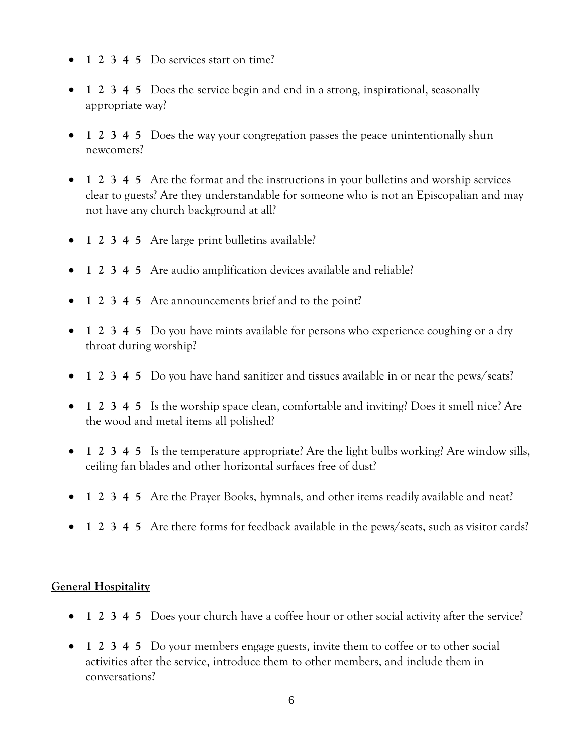- **1 2 3 4 5** Do services start on time?
- **1 2 3 4 5** Does the service begin and end in a strong, inspirational, seasonally appropriate way?
- **1 2 3 4 5** Does the way your congregation passes the peace unintentionally shun newcomers?
- **1 2 3 4 5** Are the format and the instructions in your bulletins and worship services clear to guests? Are they understandable for someone who is not an Episcopalian and may not have any church background at all?
- **1 2 3 4 5** Are large print bulletins available?
- **1 2 3 4 5** Are audio amplification devices available and reliable?
- **1 2 3 4 5** Are announcements brief and to the point?
- **1 2 3 4 5** Do you have mints available for persons who experience coughing or a dry throat during worship?
- **1 2 3 4 5** Do you have hand sanitizer and tissues available in or near the pews/seats?
- **1 2 3 4 5** Is the worship space clean, comfortable and inviting? Does it smell nice? Are the wood and metal items all polished?
- **1 2 3 4 5** Is the temperature appropriate? Are the light bulbs working? Are window sills, ceiling fan blades and other horizontal surfaces free of dust?
- **1 2 3 4 5** Are the Prayer Books, hymnals, and other items readily available and neat?
- **1 2 3 4 5** Are there forms for feedback available in the pews/seats, such as visitor cards?

**<u>General Hospitality</u>**

- **1 2 3 4 5** Does your church have a coffee hour or other social activity after the service?
- **1 2 3 4 5** Do your members engage guests, invite them to coffee or to other social activities after the service, introduce them to other members, and include them in conversations?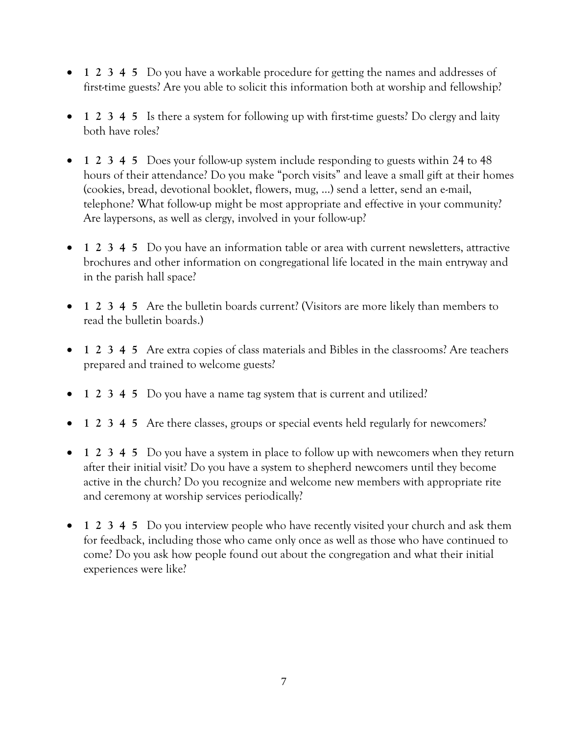- **1 2 3 4 5** Do you have a workable procedure for getting the names and addresses of first-time guests? Are you able to solicit this information both at worship and fellowship?

- **1 2 3 4 5** Is there a system for following up with first-time guests? Do clergy and laity both have roles?

- **1 2 3 4 5** Does your follow-up system include responding to guests within 24 to 48 hours of their attendance? Do you make "porch visits" and leave a small gift at their homes (cookies, bread, devotional booklet, flowers, mug, ...) send a letter, send an e-mail, telephone? What follow-up might be most appropriate and effective in your community? Are laypersons, as well as clergy, involved in your follow-up?

- **1 2 3 4 5** Do you have an information table or area with current newsletters, attractive brochures and other information on congregational life located in the main entryway and in the parish hall space?

- **1 2 3 4 5** Are the bulletin boards current? (Visitors are more likely than members to read the bulletin boards.)

- **1 2 3 4 5** Are extra copies of class materials and Bibles in the classrooms? Are teachers prepared and trained to welcome guests?

- **1 2 3 4 5** Do you have a name tag system that is current and utilized?

- **1 2 3 4 5** Are there classes, groups or special events held regularly for newcomers?

- **1 2 3 4 5** Do you have a system in place to follow up with newcomers when they return after their initial visit? Do you have a system to shepherd newcomers until they become active in the church? Do you recognize and welcome new members with appropriate rite and ceremony at worship services periodically?

- **1 2 3 4 5** Do you interview people who have recently visited your church and ask them for feedback, including those who came only once as well as those who have continued to come? Do you ask how people found out about the congregation and what their initial experiences were like?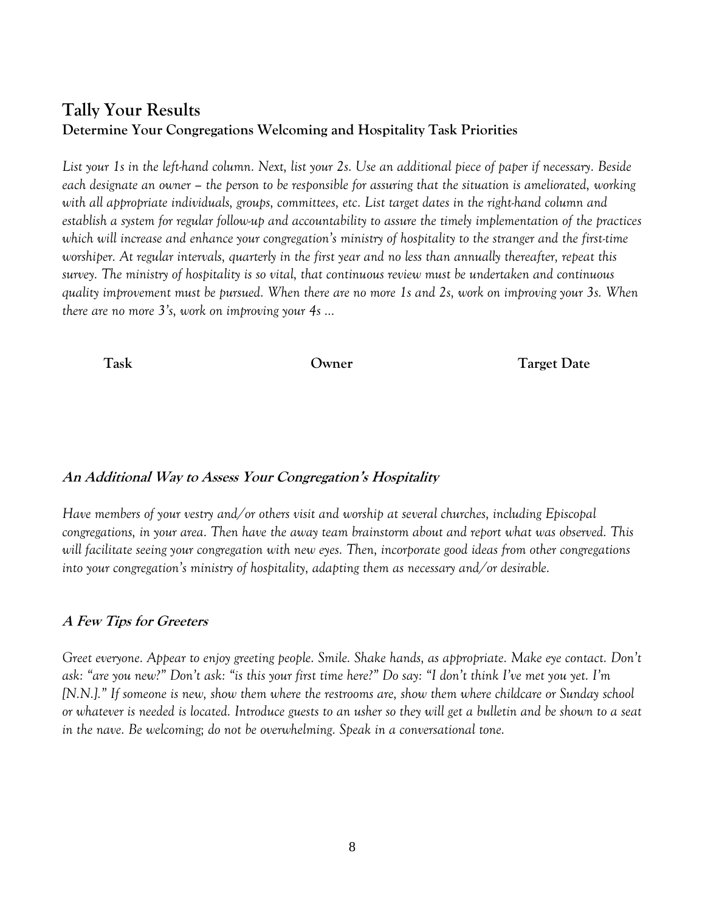## Tally Your Results

### Determine Your Congregations Welcoming and Hospitality Task Priorities

*List your 1s in the left-hand column. Next, list your 2s. Use an additional piece of paper if necessary. Beside each designate an owner – the person to be responsible for assuring that the situation is ameliorated, working with all appropriate individuals, groups, committees, etc. List target dates in the right-hand column and establish a system for regular follow-up and accountability to assure the timely implementation of the practices which will increase and enhance your congregation's ministry of hospitality to the stranger and the first-time worshiper. At regular intervals, quarterly in the first year and no less than annually thereafter, repeat this survey. The ministry of hospitality is so vital, that continuous review must be undertaken and continuous quality improvement must be pursued. When there are no more 1s and 2s, work on improving your 3s. When there are no more 3's, work on improving your 4s ...*

| Task | Owner | Target Date |
|---|---|---|
| | | |

### *An Additional Way to Assess Your Congregation's Hospitality*

*Have members of your vestry and/or others visit and worship at several churches, including Episcopal congregations, in your area. Then have the away team brainstorm about and report what was observed. This will facilitate seeing your congregation with new eyes. Then, incorporate good ideas from other congregations into your congregation's ministry of hospitality, adapting them as necessary and/or desirable.*

### *A Few Tips for Greeters*

*Greet everyone. Appear to enjoy greeting people. Smile. Shake hands, as appropriate. Make eye contact. Don't ask: "are you new?" Don't ask: "is this your first time here?" Do say: "I don't think I've met you yet. I'm [N.N.]." If someone is new, show them where the restrooms are, show them where childcare or Sunday school or whatever is needed is located. Introduce guests to an usher so they will get a bulletin and be shown to a seat in the nave. Be welcoming; do not be overwhelming. Speak in a conversational tone.*